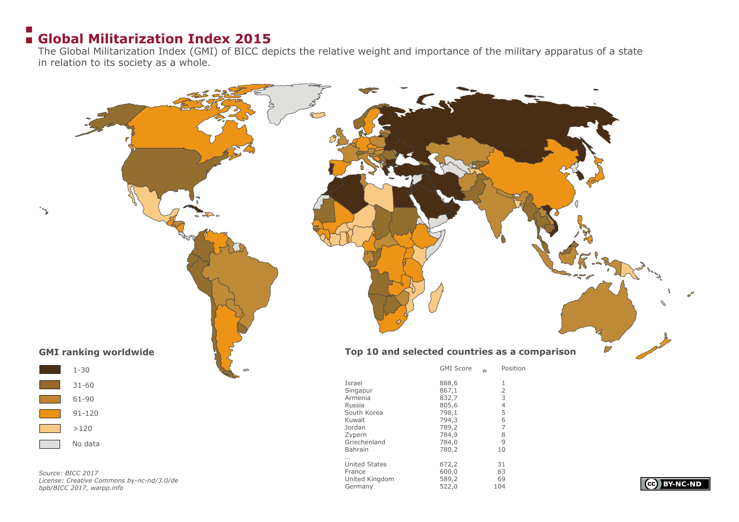# Global Militarization Index 2015

The Global Militarization Index (GMI) of BICC depicts the relative weight and importance of the military apparatus of a state in relation to its society as a whole.

### GMI ranking worldwide

- 1-30
- 31-60
- 61-90
- 91-120
- >120
- No data

### Top 10 and selected countries as a comparison

| | GMI Score | Position |
|---|---|---|
| Israel | 888,6 | 1 |
| Singapur | 867,1 | 2 |
| Armenia | 832,7 | 3 |
| Russia | 805,6 | 4 |
| South Korea | 798,1 | 5 |
| Kuwait | 794,3 | 6 |
| Jordan | 789,2 | 7 |
| Zypern | 784,9 | 8 |
| Griechenland | 784,0 | 9 |
| Bahrain | 780,2 | 10 |
| ... | | |
| United States | 672,2 | 31 |
| France | 600,0 | 63 |
| United Kingdom | 589,2 | 69 |
| Germany | 522,0 | 104 |

*Source: BICC 2017*
*License: Creative Commons by-nc-nd/3.0/de*
*bpb/BICC 2017, warpp.info*

BY-NC-ND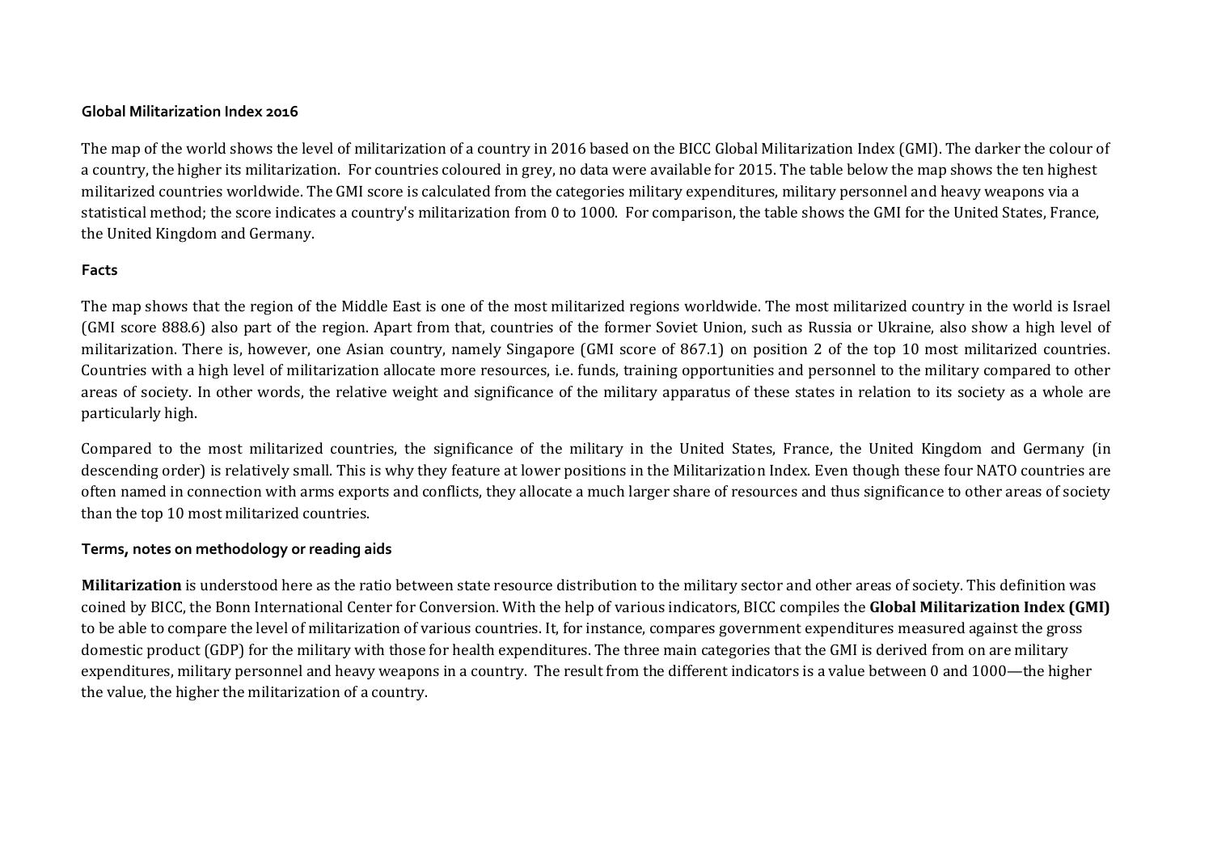**Global Militarization Index 2016**

The map of the world shows the level of militarization of a country in 2016 based on the BICC Global Militarization Index (GMI). The darker the colour of a country, the higher its militarization. For countries coloured in grey, no data were available for 2015. The table below the map shows the ten highest militarized countries worldwide. The GMI score is calculated from the categories military expenditures, military personnel and heavy weapons via a statistical method; the score indicates a country's militarization from 0 to 1000. For comparison, the table shows the GMI for the United States, France, the United Kingdom and Germany.

**Facts**

The map shows that the region of the Middle East is one of the most militarized regions worldwide. The most militarized country in the world is Israel (GMI score 888.6) also part of the region. Apart from that, countries of the former Soviet Union, such as Russia or Ukraine, also show a high level of militarization. There is, however, one Asian country, namely Singapore (GMI score of 867.1) on position 2 of the top 10 most militarized countries. Countries with a high level of militarization allocate more resources, i.e. funds, training opportunities and personnel to the military compared to other areas of society. In other words, the relative weight and significance of the military apparatus of these states in relation to its society as a whole are particularly high.

Compared to the most militarized countries, the significance of the military in the United States, France, the United Kingdom and Germany (in descending order) is relatively small. This is why they feature at lower positions in the Militarization Index. Even though these four NATO countries are often named in connection with arms exports and conflicts, they allocate a much larger share of resources and thus significance to other areas of society than the top 10 most militarized countries.

**Terms, notes on methodology or reading aids**

**Militarization** is understood here as the ratio between state resource distribution to the military sector and other areas of society. This definition was coined by BICC, the Bonn International Center for Conversion. With the help of various indicators, BICC compiles the **Global Militarization Index (GMI)** to be able to compare the level of militarization of various countries. It, for instance, compares government expenditures measured against the gross domestic product (GDP) for the military with those for health expenditures. The three main categories that the GMI is derived from on are military expenditures, military personnel and heavy weapons in a country. The result from the different indicators is a value between 0 and 1000—the higher the value, the higher the militarization of a country.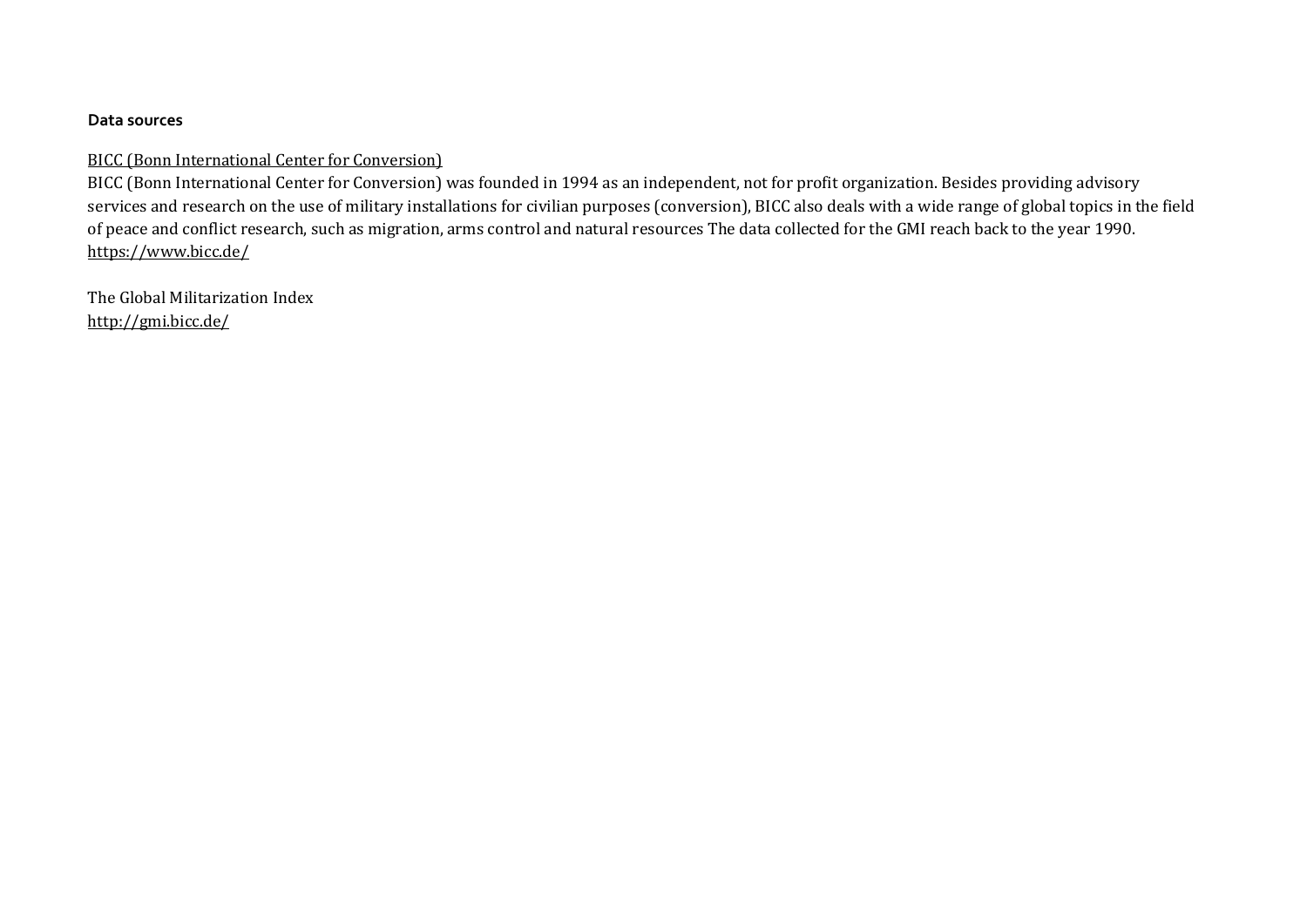**Data sources**

BICC (Bonn International Center for Conversion)
BICC (Bonn International Center for Conversion) was founded in 1994 as an independent, not for profit organization. Besides providing advisory services and research on the use of military installations for civilian purposes (conversion), BICC also deals with a wide range of global topics in the field of peace and conflict research, such as migration, arms control and natural resources The data collected for the GMI reach back to the year 1990.
https://www.bicc.de/

The Global Militarization Index
http://gmi.bicc.de/